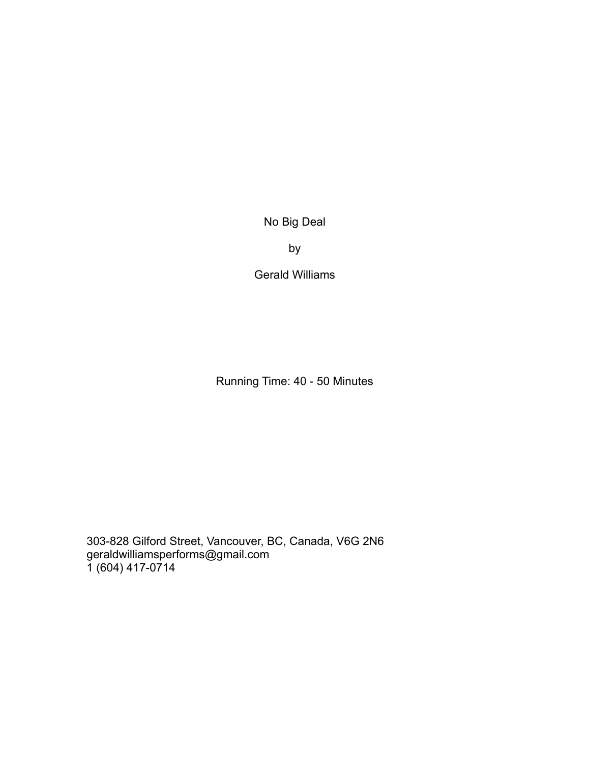# No Big Deal

by

Gerald Williams

Running Time: 40 - 50 Minutes

303-828 Gilford Street, Vancouver, BC, Canada, V6G 2N6
geraldwilliamsperforms@gmail.com
1 (604) 417-0714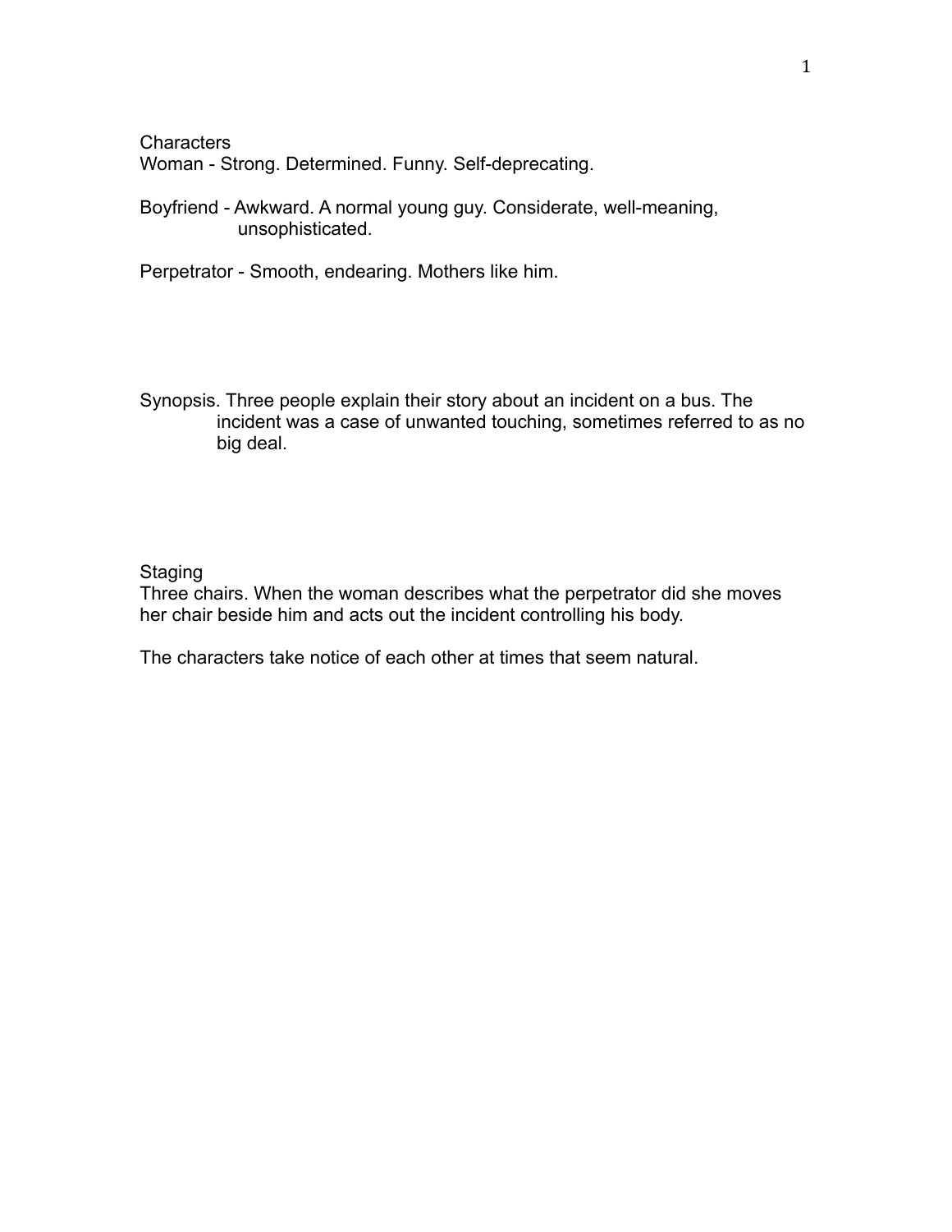Characters

Woman - Strong. Determined. Funny. Self-deprecating.

Boyfriend - Awkward. A normal young guy. Considerate, well-meaning, unsophisticated.

Perpetrator - Smooth, endearing. Mothers like him.

Synopsis. Three people explain their story about an incident on a bus. The incident was a case of unwanted touching, sometimes referred to as no big deal.

Staging

Three chairs. When the woman describes what the perpetrator did she moves her chair beside him and acts out the incident controlling his body.

The characters take notice of each other at times that seem natural.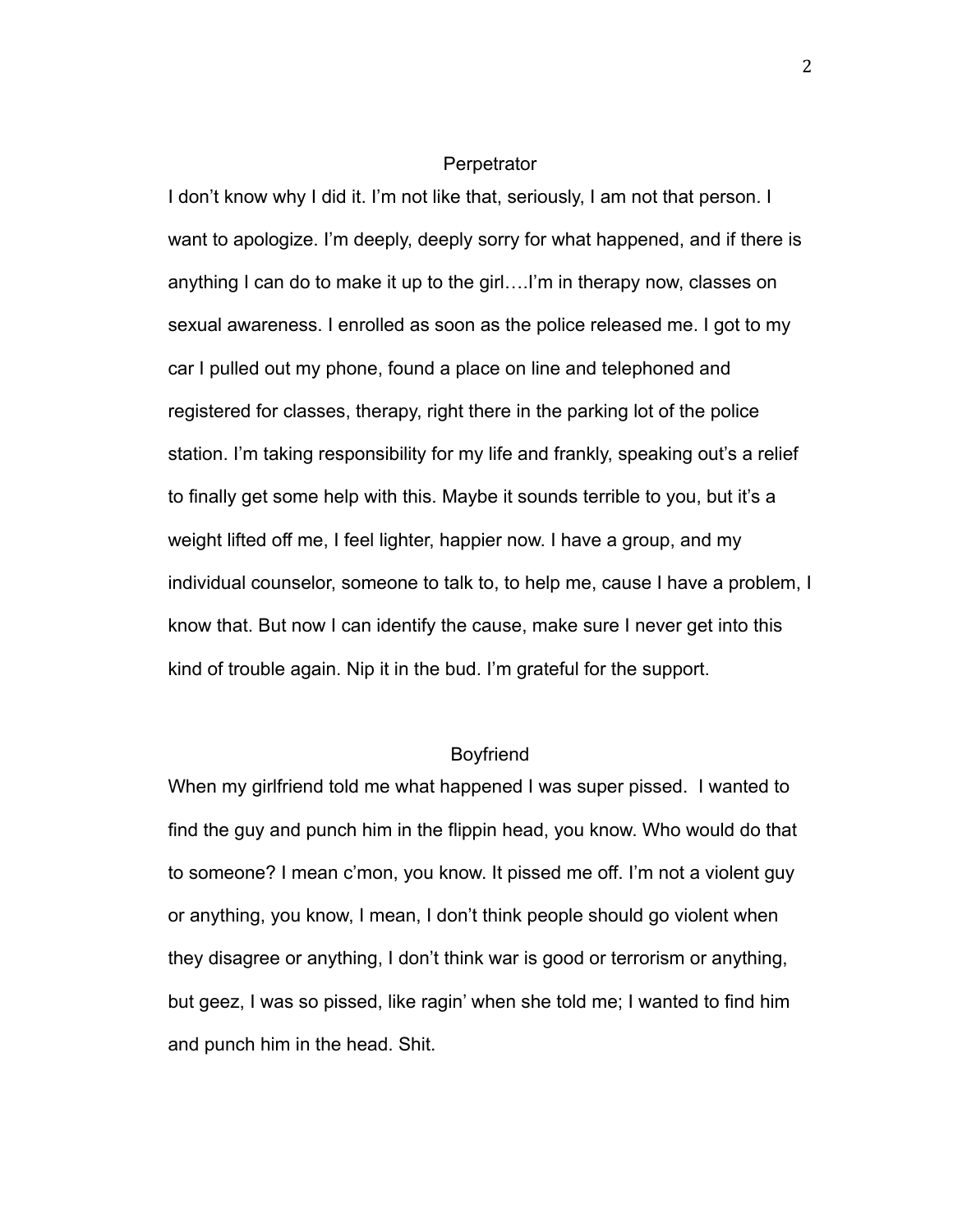## Perpetrator

I don't know why I did it. I'm not like that, seriously, I am not that person. I want to apologize. I'm deeply, deeply sorry for what happened, and if there is anything I can do to make it up to the girl….I'm in therapy now, classes on sexual awareness. I enrolled as soon as the police released me. I got to my car I pulled out my phone, found a place on line and telephoned and registered for classes, therapy, right there in the parking lot of the police station. I'm taking responsibility for my life and frankly, speaking out's a relief to finally get some help with this. Maybe it sounds terrible to you, but it's a weight lifted off me, I feel lighter, happier now. I have a group, and my individual counselor, someone to talk to, to help me, cause I have a problem, I know that. But now I can identify the cause, make sure I never get into this kind of trouble again. Nip it in the bud. I'm grateful for the support.

## Boyfriend

When my girlfriend told me what happened I was super pissed. I wanted to find the guy and punch him in the flippin head, you know. Who would do that to someone? I mean c'mon, you know. It pissed me off. I'm not a violent guy or anything, you know, I mean, I don't think people should go violent when they disagree or anything, I don't think war is good or terrorism or anything, but geez, I was so pissed, like ragin' when she told me; I wanted to find him and punch him in the head. Shit.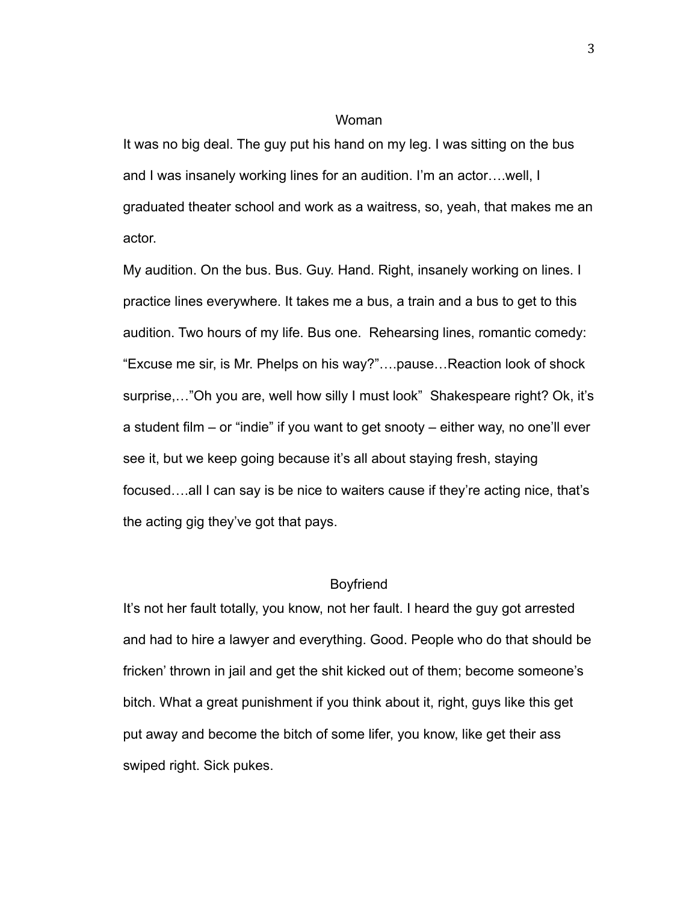Woman

It was no big deal. The guy put his hand on my leg. I was sitting on the bus and I was insanely working lines for an audition. I'm an actor….well, I graduated theater school and work as a waitress, so, yeah, that makes me an actor.

My audition. On the bus. Bus. Guy. Hand. Right, insanely working on lines. I practice lines everywhere. It takes me a bus, a train and a bus to get to this audition. Two hours of my life. Bus one. Rehearsing lines, romantic comedy: "Excuse me sir, is Mr. Phelps on his way?"….pause…Reaction look of shock surprise,…"Oh you are, well how silly I must look" Shakespeare right? Ok, it's a student film – or "indie" if you want to get snooty – either way, no one'll ever see it, but we keep going because it's all about staying fresh, staying focused….all I can say is be nice to waiters cause if they're acting nice, that's the acting gig they've got that pays.

Boyfriend

It's not her fault totally, you know, not her fault. I heard the guy got arrested and had to hire a lawyer and everything. Good. People who do that should be fricken' thrown in jail and get the shit kicked out of them; become someone's bitch. What a great punishment if you think about it, right, guys like this get put away and become the bitch of some lifer, you know, like get their ass swiped right. Sick pukes.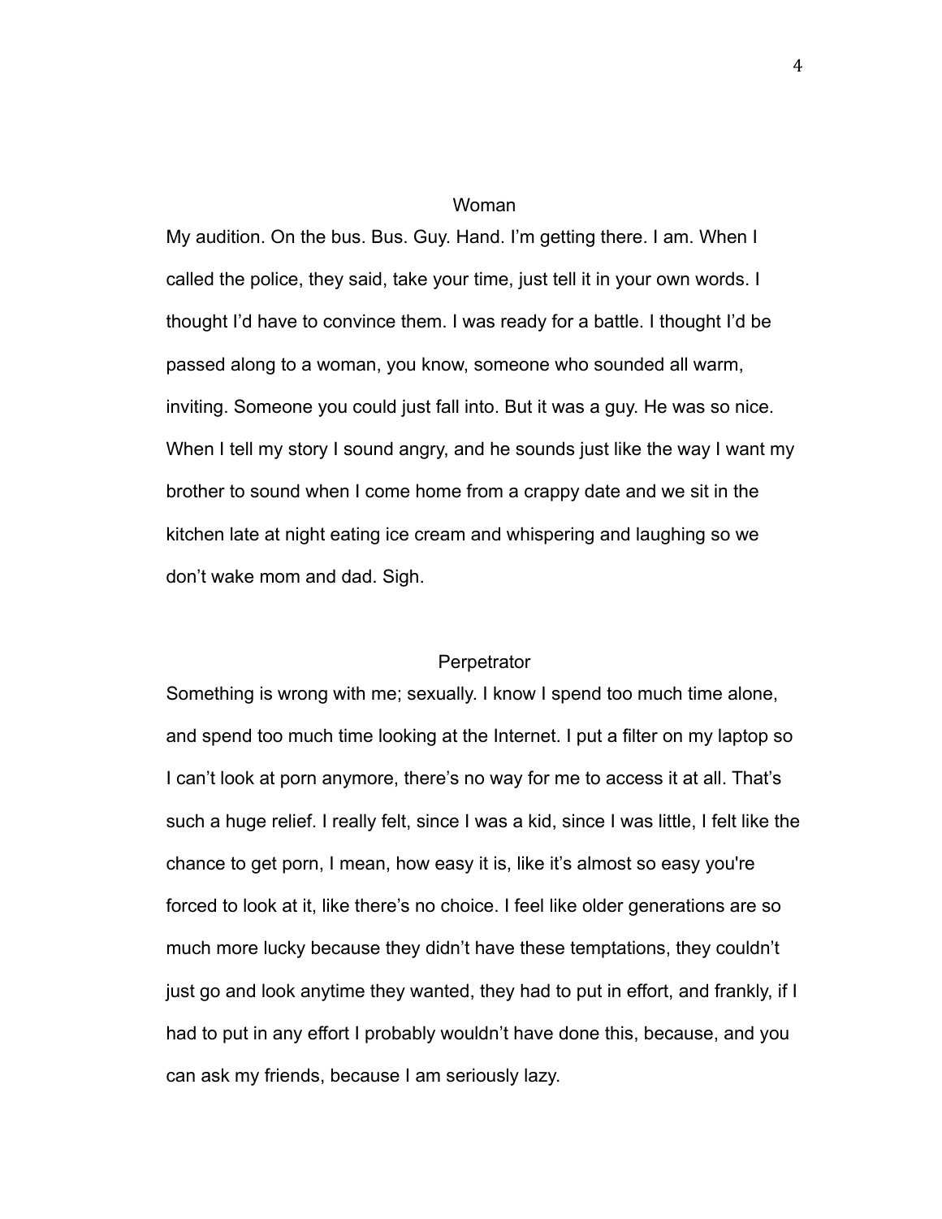Woman

My audition. On the bus. Bus. Guy. Hand. I'm getting there. I am. When I called the police, they said, take your time, just tell it in your own words. I thought I'd have to convince them. I was ready for a battle. I thought I'd be passed along to a woman, you know, someone who sounded all warm, inviting. Someone you could just fall into. But it was a guy. He was so nice. When I tell my story I sound angry, and he sounds just like the way I want my brother to sound when I come home from a crappy date and we sit in the kitchen late at night eating ice cream and whispering and laughing so we don't wake mom and dad. Sigh.

Perpetrator

Something is wrong with me; sexually. I know I spend too much time alone, and spend too much time looking at the Internet. I put a filter on my laptop so I can't look at porn anymore, there's no way for me to access it at all. That's such a huge relief. I really felt, since I was a kid, since I was little, I felt like the chance to get porn, I mean, how easy it is, like it's almost so easy you're forced to look at it, like there's no choice. I feel like older generations are so much more lucky because they didn't have these temptations, they couldn't just go and look anytime they wanted, they had to put in effort, and frankly, if I had to put in any effort I probably wouldn't have done this, because, and you can ask my friends, because I am seriously lazy.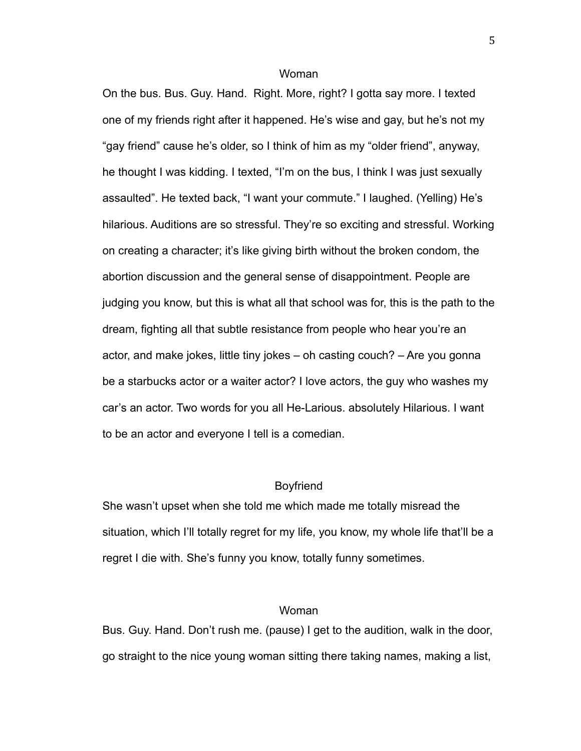Woman

On the bus. Bus. Guy. Hand. Right. More, right? I gotta say more. I texted one of my friends right after it happened. He's wise and gay, but he's not my "gay friend" cause he's older, so I think of him as my "older friend", anyway, he thought I was kidding. I texted, "I'm on the bus, I think I was just sexually assaulted". He texted back, "I want your commute." I laughed. (Yelling) He's hilarious. Auditions are so stressful. They're so exciting and stressful. Working on creating a character; it's like giving birth without the broken condom, the abortion discussion and the general sense of disappointment. People are judging you know, but this is what all that school was for, this is the path to the dream, fighting all that subtle resistance from people who hear you're an actor, and make jokes, little tiny jokes – oh casting couch? – Are you gonna be a starbucks actor or a waiter actor? I love actors, the guy who washes my car's an actor. Two words for you all He-Larious. absolutely Hilarious. I want to be an actor and everyone I tell is a comedian.

Boyfriend

She wasn't upset when she told me which made me totally misread the situation, which I'll totally regret for my life, you know, my whole life that'll be a regret I die with. She's funny you know, totally funny sometimes.

Woman

Bus. Guy. Hand. Don't rush me. (pause) I get to the audition, walk in the door, go straight to the nice young woman sitting there taking names, making a list,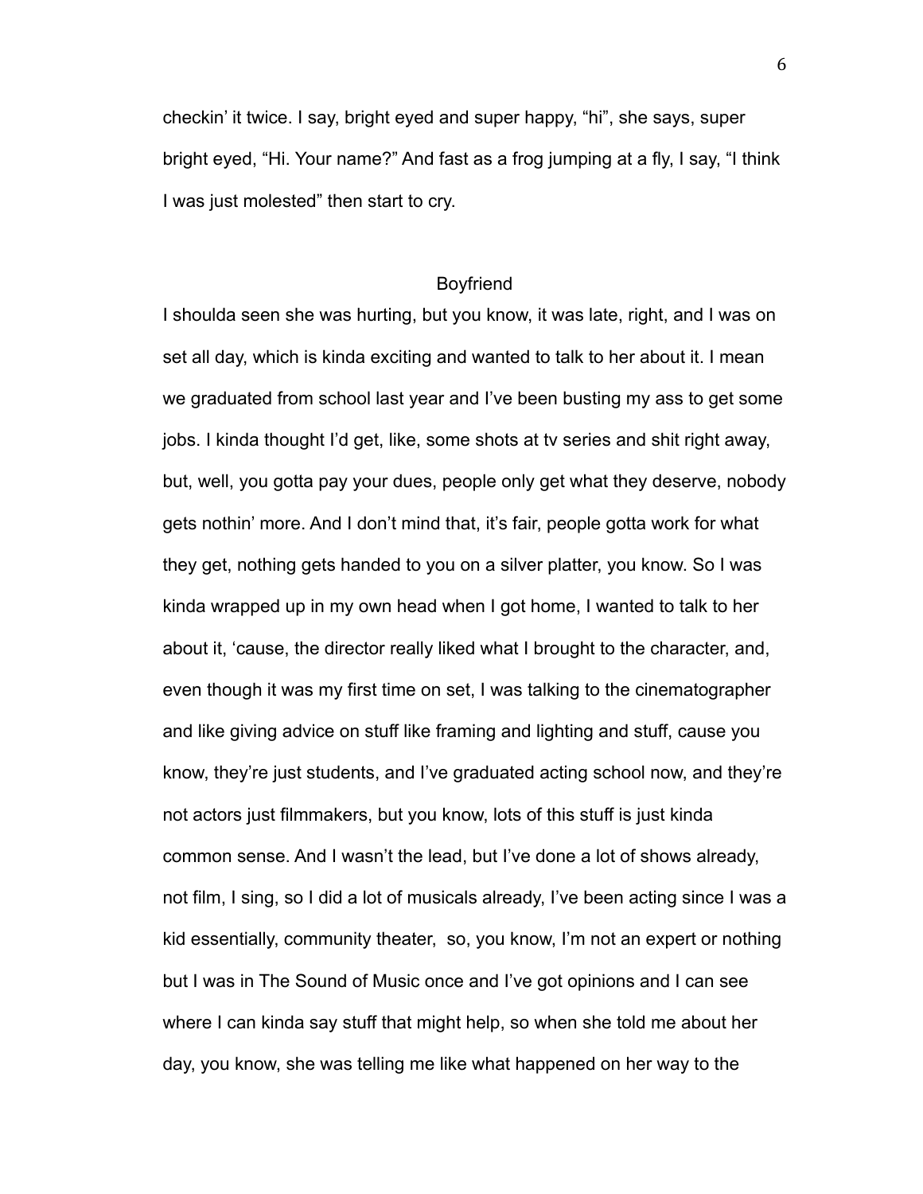checkin' it twice. I say, bright eyed and super happy, "hi", she says, super bright eyed, "Hi. Your name?" And fast as a frog jumping at a fly, I say, "I think I was just molested" then start to cry.

## Boyfriend

I shoulda seen she was hurting, but you know, it was late, right, and I was on set all day, which is kinda exciting and wanted to talk to her about it. I mean we graduated from school last year and I've been busting my ass to get some jobs. I kinda thought I'd get, like, some shots at tv series and shit right away, but, well, you gotta pay your dues, people only get what they deserve, nobody gets nothin' more. And I don't mind that, it's fair, people gotta work for what they get, nothing gets handed to you on a silver platter, you know. So I was kinda wrapped up in my own head when I got home, I wanted to talk to her about it, 'cause, the director really liked what I brought to the character, and, even though it was my first time on set, I was talking to the cinematographer and like giving advice on stuff like framing and lighting and stuff, cause you know, they're just students, and I've graduated acting school now, and they're not actors just filmmakers, but you know, lots of this stuff is just kinda common sense. And I wasn't the lead, but I've done a lot of shows already, not film, I sing, so I did a lot of musicals already, I've been acting since I was a kid essentially, community theater,  so, you know, I'm not an expert or nothing but I was in The Sound of Music once and I've got opinions and I can see where I can kinda say stuff that might help, so when she told me about her day, you know, she was telling me like what happened on her way to the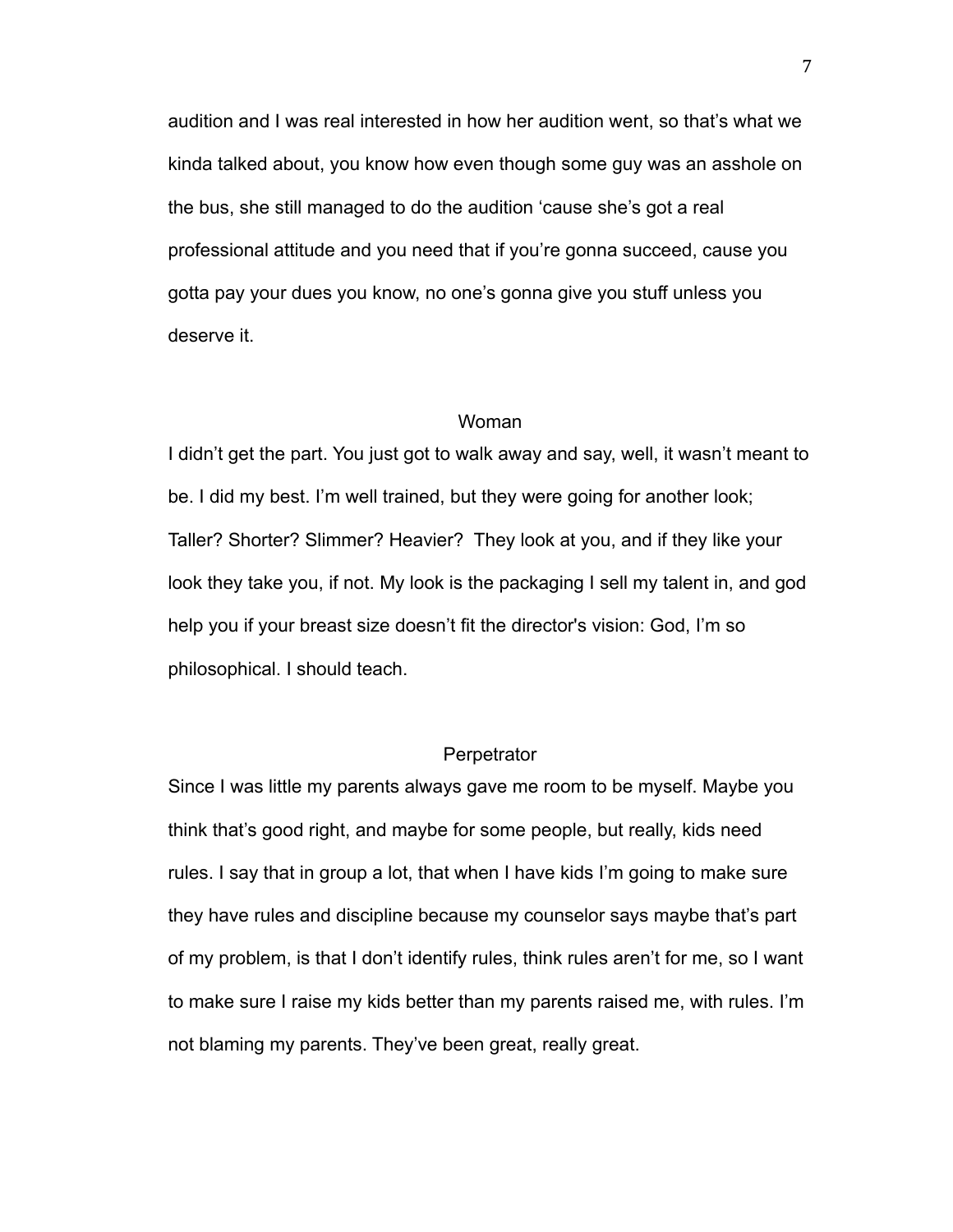audition and I was real interested in how her audition went, so that's what we kinda talked about, you know how even though some guy was an asshole on the bus, she still managed to do the audition 'cause she's got a real professional attitude and you need that if you're gonna succeed, cause you gotta pay your dues you know, no one's gonna give you stuff unless you deserve it.

Woman

I didn't get the part. You just got to walk away and say, well, it wasn't meant to be. I did my best. I'm well trained, but they were going for another look; Taller? Shorter? Slimmer? Heavier? They look at you, and if they like your look they take you, if not. My look is the packaging I sell my talent in, and god help you if your breast size doesn't fit the director's vision: God, I'm so philosophical. I should teach.

Perpetrator

Since I was little my parents always gave me room to be myself. Maybe you think that's good right, and maybe for some people, but really, kids need rules. I say that in group a lot, that when I have kids I'm going to make sure they have rules and discipline because my counselor says maybe that's part of my problem, is that I don't identify rules, think rules aren't for me, so I want to make sure I raise my kids better than my parents raised me, with rules. I'm not blaming my parents. They've been great, really great.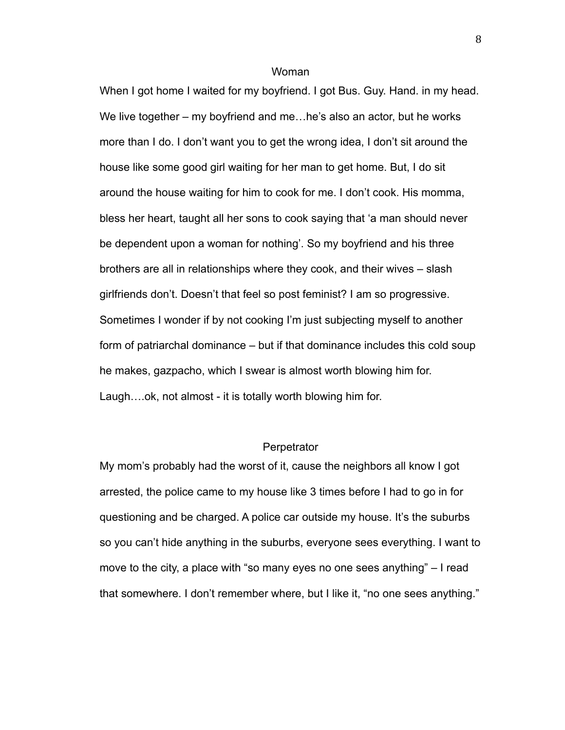Woman

When I got home I waited for my boyfriend. I got Bus. Guy. Hand. in my head. We live together – my boyfriend and me…he's also an actor, but he works more than I do. I don't want you to get the wrong idea, I don't sit around the house like some good girl waiting for her man to get home. But, I do sit around the house waiting for him to cook for me. I don't cook. His momma, bless her heart, taught all her sons to cook saying that 'a man should never be dependent upon a woman for nothing'. So my boyfriend and his three brothers are all in relationships where they cook, and their wives – slash girlfriends don't. Doesn't that feel so post feminist? I am so progressive. Sometimes I wonder if by not cooking I'm just subjecting myself to another form of patriarchal dominance – but if that dominance includes this cold soup he makes, gazpacho, which I swear is almost worth blowing him for. Laugh….ok, not almost - it is totally worth blowing him for.

Perpetrator

My mom's probably had the worst of it, cause the neighbors all know I got arrested, the police came to my house like 3 times before I had to go in for questioning and be charged. A police car outside my house. It's the suburbs so you can't hide anything in the suburbs, everyone sees everything. I want to move to the city, a place with "so many eyes no one sees anything" – I read that somewhere. I don't remember where, but I like it, "no one sees anything."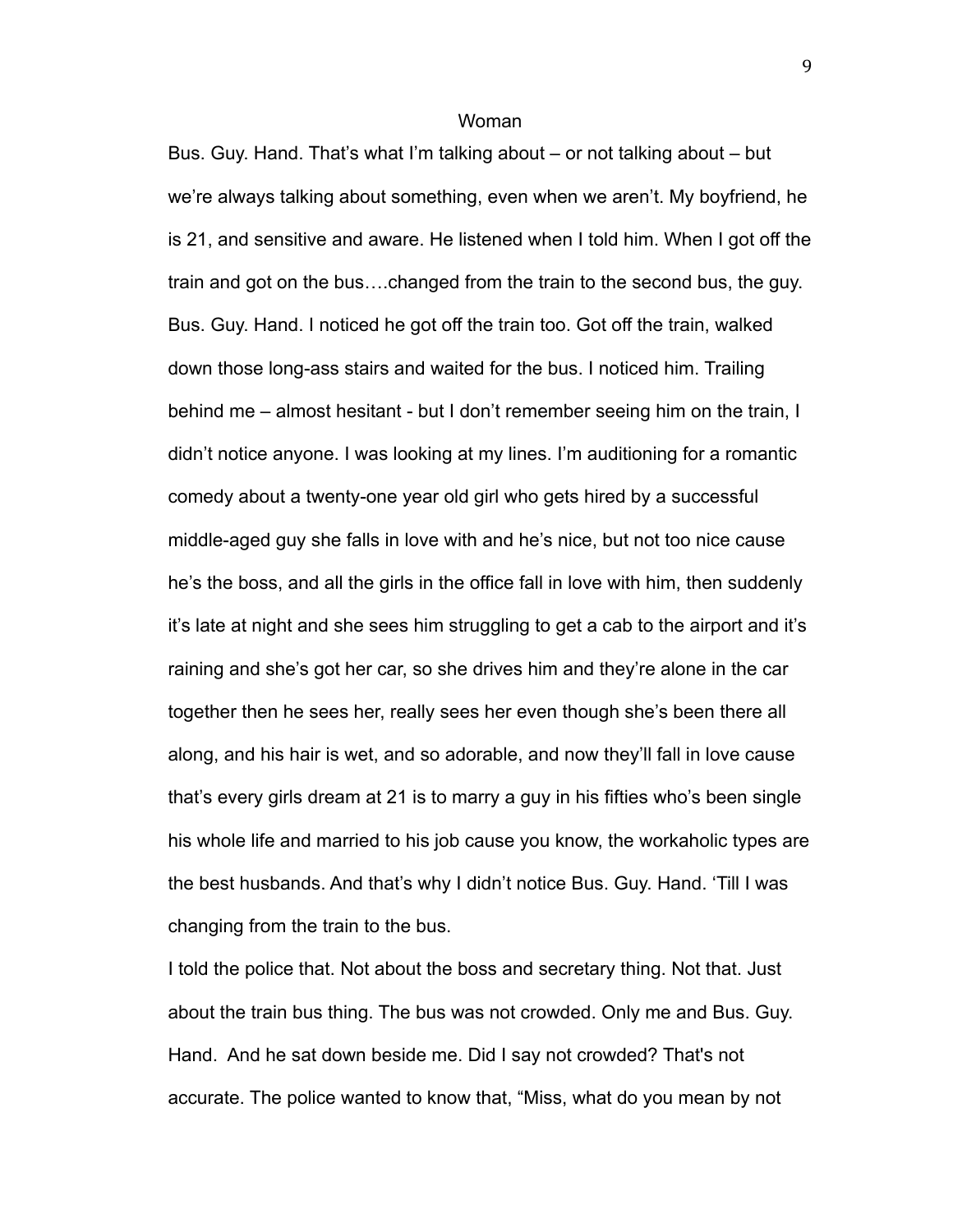Woman

Bus. Guy. Hand. That's what I'm talking about – or not talking about – but we're always talking about something, even when we aren't. My boyfriend, he is 21, and sensitive and aware. He listened when I told him. When I got off the train and got on the bus….changed from the train to the second bus, the guy. Bus. Guy. Hand. I noticed he got off the train too. Got off the train, walked down those long-ass stairs and waited for the bus. I noticed him. Trailing behind me – almost hesitant - but I don't remember seeing him on the train, I didn't notice anyone. I was looking at my lines. I'm auditioning for a romantic comedy about a twenty-one year old girl who gets hired by a successful middle-aged guy she falls in love with and he's nice, but not too nice cause he's the boss, and all the girls in the office fall in love with him, then suddenly it's late at night and she sees him struggling to get a cab to the airport and it's raining and she's got her car, so she drives him and they're alone in the car together then he sees her, really sees her even though she's been there all along, and his hair is wet, and so adorable, and now they'll fall in love cause that's every girls dream at 21 is to marry a guy in his fifties who's been single his whole life and married to his job cause you know, the workaholic types are the best husbands. And that's why I didn't notice Bus. Guy. Hand. 'Till I was changing from the train to the bus.

I told the police that. Not about the boss and secretary thing. Not that. Just about the train bus thing. The bus was not crowded. Only me and Bus. Guy. Hand. And he sat down beside me. Did I say not crowded? That's not accurate. The police wanted to know that, "Miss, what do you mean by not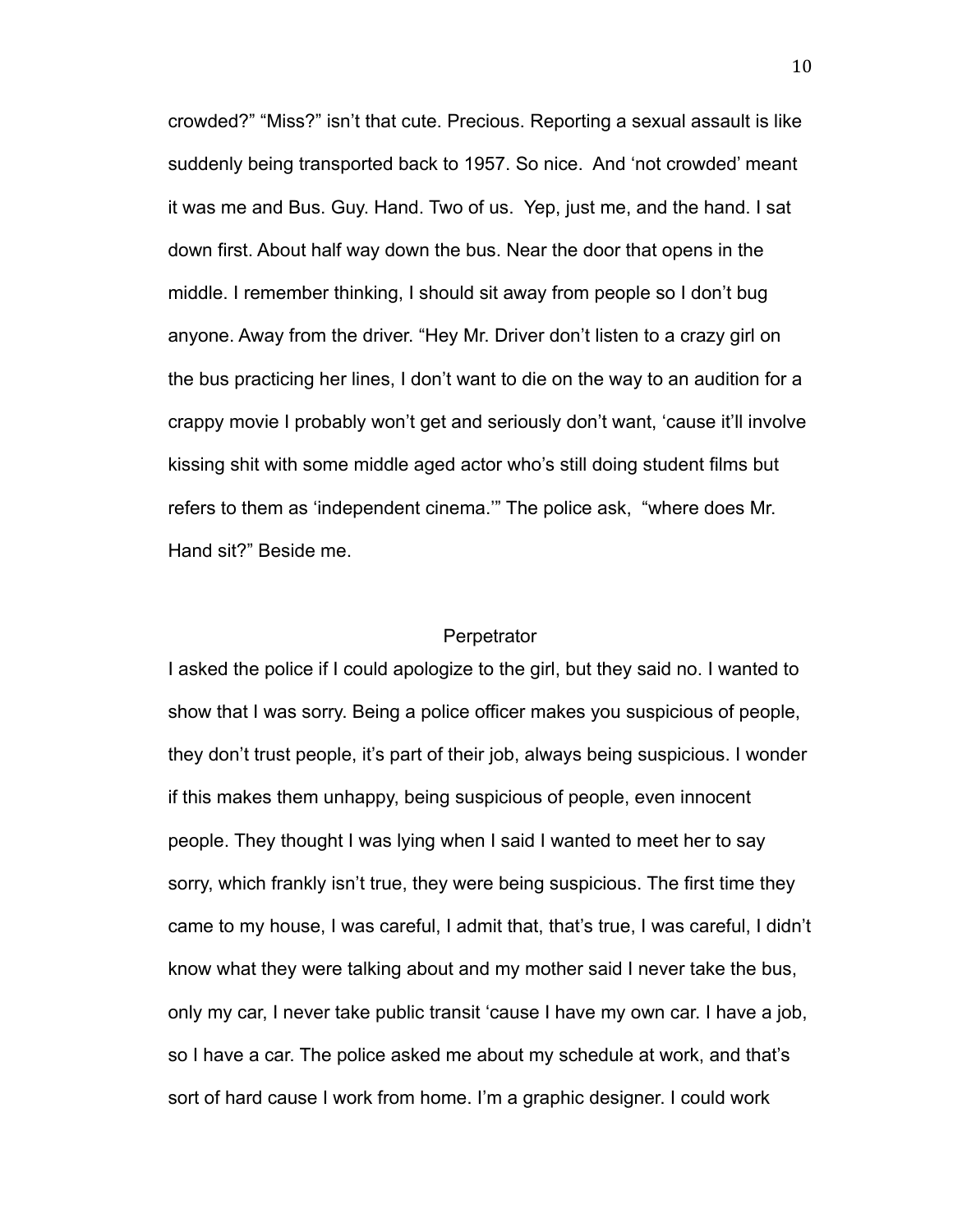crowded?" "Miss?" isn't that cute. Precious. Reporting a sexual assault is like suddenly being transported back to 1957. So nice. And 'not crowded' meant it was me and Bus. Guy. Hand. Two of us. Yep, just me, and the hand. I sat down first. About half way down the bus. Near the door that opens in the middle. I remember thinking, I should sit away from people so I don't bug anyone. Away from the driver. "Hey Mr. Driver don't listen to a crazy girl on the bus practicing her lines, I don't want to die on the way to an audition for a crappy movie I probably won't get and seriously don't want, 'cause it'll involve kissing shit with some middle aged actor who's still doing student films but refers to them as 'independent cinema.'" The police ask, "where does Mr. Hand sit?" Beside me.

## Perpetrator

I asked the police if I could apologize to the girl, but they said no. I wanted to show that I was sorry. Being a police officer makes you suspicious of people, they don't trust people, it's part of their job, always being suspicious. I wonder if this makes them unhappy, being suspicious of people, even innocent people. They thought I was lying when I said I wanted to meet her to say sorry, which frankly isn't true, they were being suspicious. The first time they came to my house, I was careful, I admit that, that's true, I was careful, I didn't know what they were talking about and my mother said I never take the bus, only my car, I never take public transit 'cause I have my own car. I have a job, so I have a car. The police asked me about my schedule at work, and that's sort of hard cause I work from home. I'm a graphic designer. I could work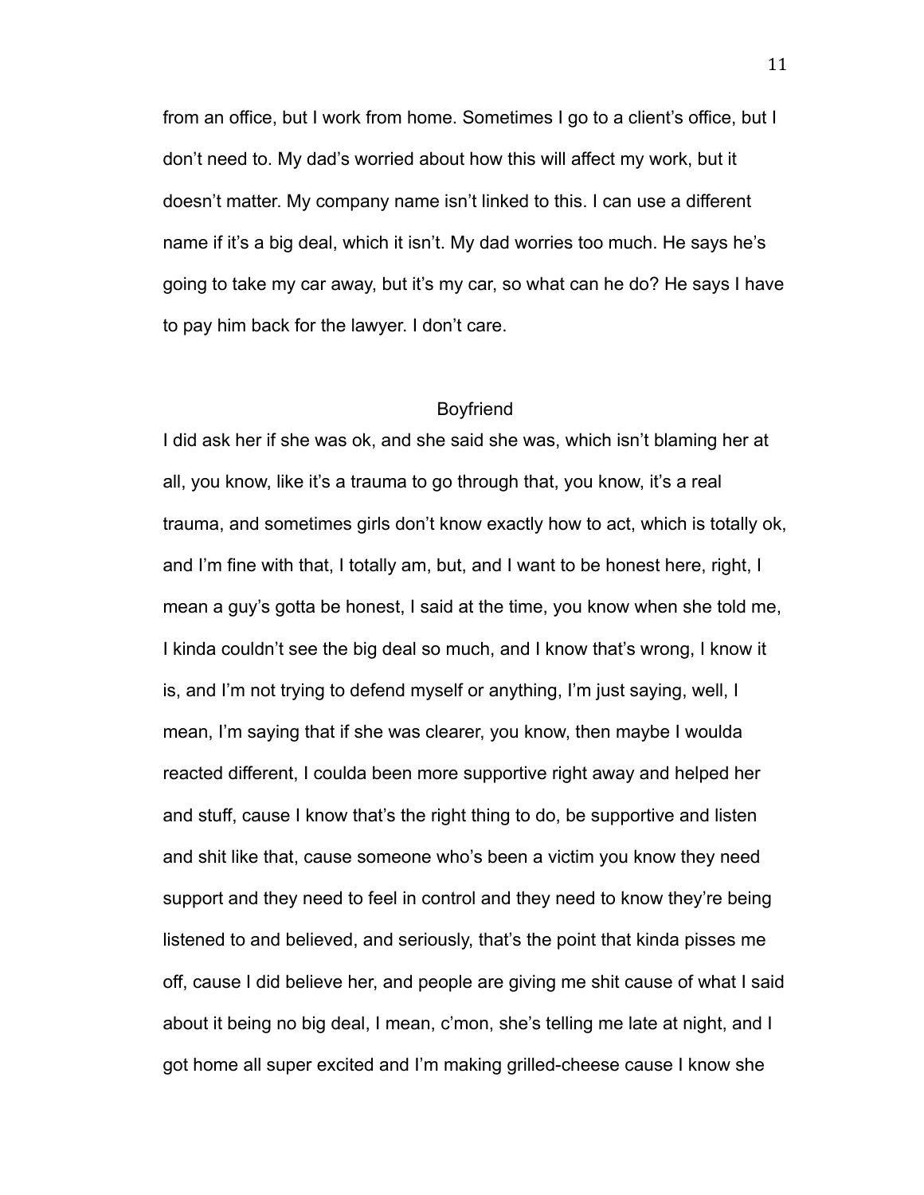from an office, but I work from home. Sometimes I go to a client's office, but I don't need to. My dad's worried about how this will affect my work, but it doesn't matter. My company name isn't linked to this. I can use a different name if it's a big deal, which it isn't. My dad worries too much. He says he's going to take my car away, but it's my car, so what can he do? He says I have to pay him back for the lawyer. I don't care.

## Boyfriend

I did ask her if she was ok, and she said she was, which isn't blaming her at all, you know, like it's a trauma to go through that, you know, it's a real trauma, and sometimes girls don't know exactly how to act, which is totally ok, and I'm fine with that, I totally am, but, and I want to be honest here, right, I mean a guy's gotta be honest, I said at the time, you know when she told me, I kinda couldn't see the big deal so much, and I know that's wrong, I know it is, and I'm not trying to defend myself or anything, I'm just saying, well, I mean, I'm saying that if she was clearer, you know, then maybe I woulda reacted different, I coulda been more supportive right away and helped her and stuff, cause I know that's the right thing to do, be supportive and listen and shit like that, cause someone who's been a victim you know they need support and they need to feel in control and they need to know they're being listened to and believed, and seriously, that's the point that kinda pisses me off, cause I did believe her, and people are giving me shit cause of what I said about it being no big deal, I mean, c'mon, she's telling me late at night, and I got home all super excited and I'm making grilled-cheese cause I know she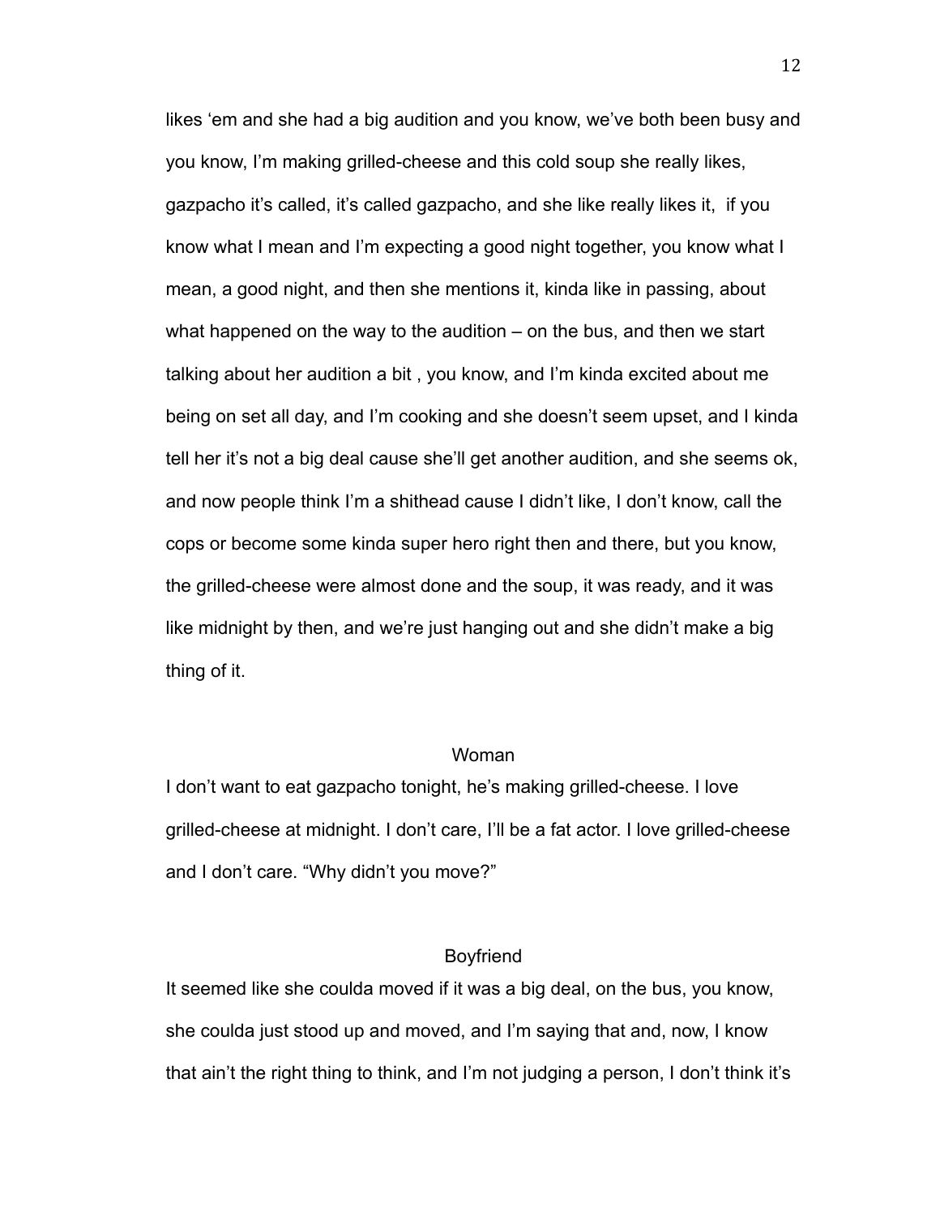likes 'em and she had a big audition and you know, we've both been busy and you know, I'm making grilled-cheese and this cold soup she really likes, gazpacho it's called, it's called gazpacho, and she like really likes it,  if you know what I mean and I'm expecting a good night together, you know what I mean, a good night, and then she mentions it, kinda like in passing, about what happened on the way to the audition – on the bus, and then we start talking about her audition a bit , you know, and I'm kinda excited about me being on set all day, and I'm cooking and she doesn't seem upset, and I kinda tell her it's not a big deal cause she'll get another audition, and she seems ok, and now people think I'm a shithead cause I didn't like, I don't know, call the cops or become some kinda super hero right then and there, but you know, the grilled-cheese were almost done and the soup, it was ready, and it was like midnight by then, and we're just hanging out and she didn't make a big thing of it.

Woman

I don't want to eat gazpacho tonight, he's making grilled-cheese. I love grilled-cheese at midnight. I don't care, I'll be a fat actor. I love grilled-cheese and I don't care. "Why didn't you move?"

Boyfriend

It seemed like she coulda moved if it was a big deal, on the bus, you know, she coulda just stood up and moved, and I'm saying that and, now, I know that ain't the right thing to think, and I'm not judging a person, I don't think it's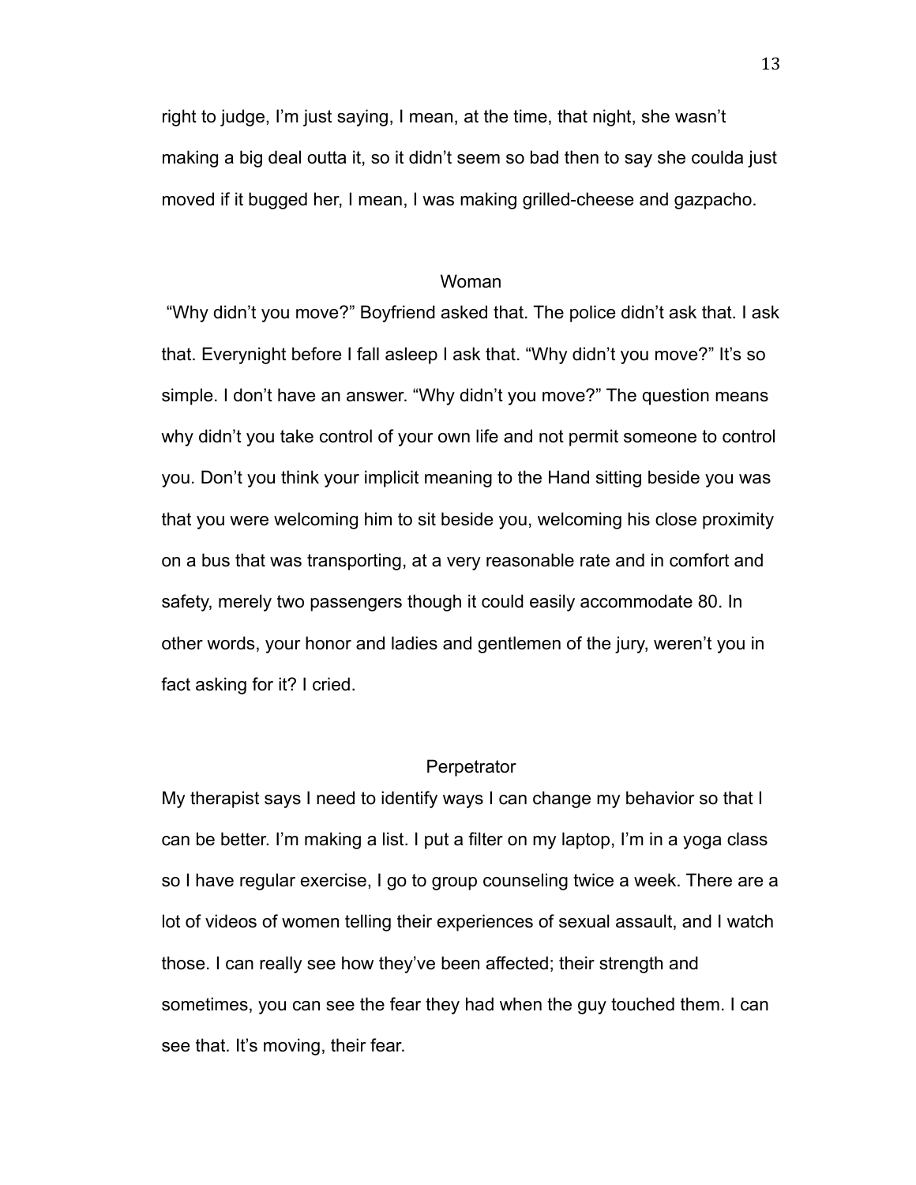right to judge, I'm just saying, I mean, at the time, that night, she wasn't making a big deal outta it, so it didn't seem so bad then to say she coulda just moved if it bugged her, I mean, I was making grilled-cheese and gazpacho.

Woman

"Why didn't you move?" Boyfriend asked that. The police didn't ask that. I ask that. Everynight before I fall asleep I ask that. "Why didn't you move?" It's so simple. I don't have an answer. "Why didn't you move?" The question means why didn't you take control of your own life and not permit someone to control you. Don't you think your implicit meaning to the Hand sitting beside you was that you were welcoming him to sit beside you, welcoming his close proximity on a bus that was transporting, at a very reasonable rate and in comfort and safety, merely two passengers though it could easily accommodate 80. In other words, your honor and ladies and gentlemen of the jury, weren't you in fact asking for it? I cried.

Perpetrator

My therapist says I need to identify ways I can change my behavior so that I can be better. I'm making a list. I put a filter on my laptop, I'm in a yoga class so I have regular exercise, I go to group counseling twice a week. There are a lot of videos of women telling their experiences of sexual assault, and I watch those. I can really see how they've been affected; their strength and sometimes, you can see the fear they had when the guy touched them. I can see that. It's moving, their fear.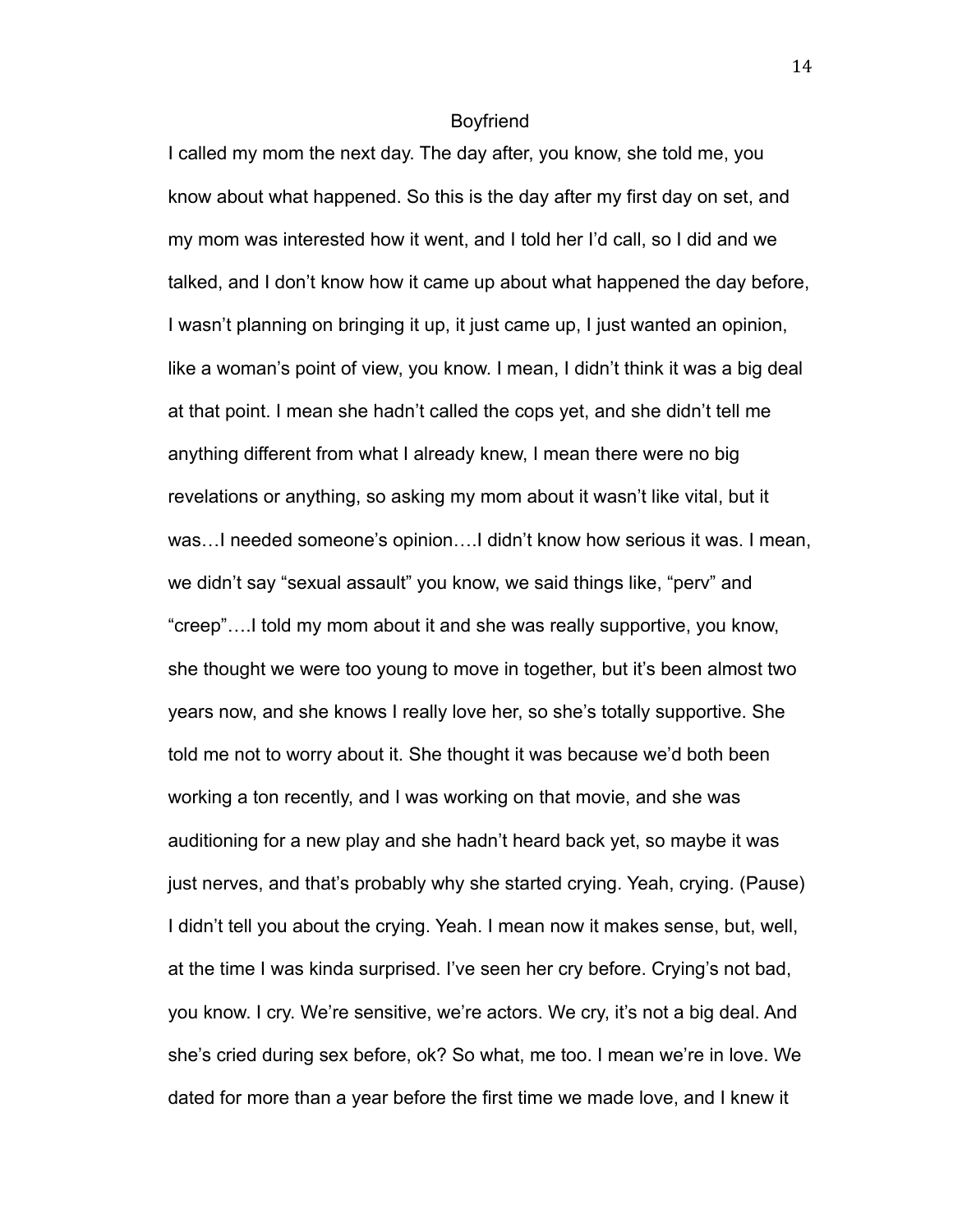## Boyfriend

I called my mom the next day. The day after, you know, she told me, you know about what happened. So this is the day after my first day on set, and my mom was interested how it went, and I told her I'd call, so I did and we talked, and I don't know how it came up about what happened the day before, I wasn't planning on bringing it up, it just came up, I just wanted an opinion, like a woman's point of view, you know. I mean, I didn't think it was a big deal at that point. I mean she hadn't called the cops yet, and she didn't tell me anything different from what I already knew, I mean there were no big revelations or anything, so asking my mom about it wasn't like vital, but it was…I needed someone's opinion….I didn't know how serious it was. I mean, we didn't say "sexual assault" you know, we said things like, "perv" and "creep"….I told my mom about it and she was really supportive, you know, she thought we were too young to move in together, but it's been almost two years now, and she knows I really love her, so she's totally supportive. She told me not to worry about it. She thought it was because we'd both been working a ton recently, and I was working on that movie, and she was auditioning for a new play and she hadn't heard back yet, so maybe it was just nerves, and that's probably why she started crying. Yeah, crying. (Pause) I didn't tell you about the crying. Yeah. I mean now it makes sense, but, well, at the time I was kinda surprised. I've seen her cry before. Crying's not bad, you know. I cry. We're sensitive, we're actors. We cry, it's not a big deal. And she's cried during sex before, ok? So what, me too. I mean we're in love. We dated for more than a year before the first time we made love, and I knew it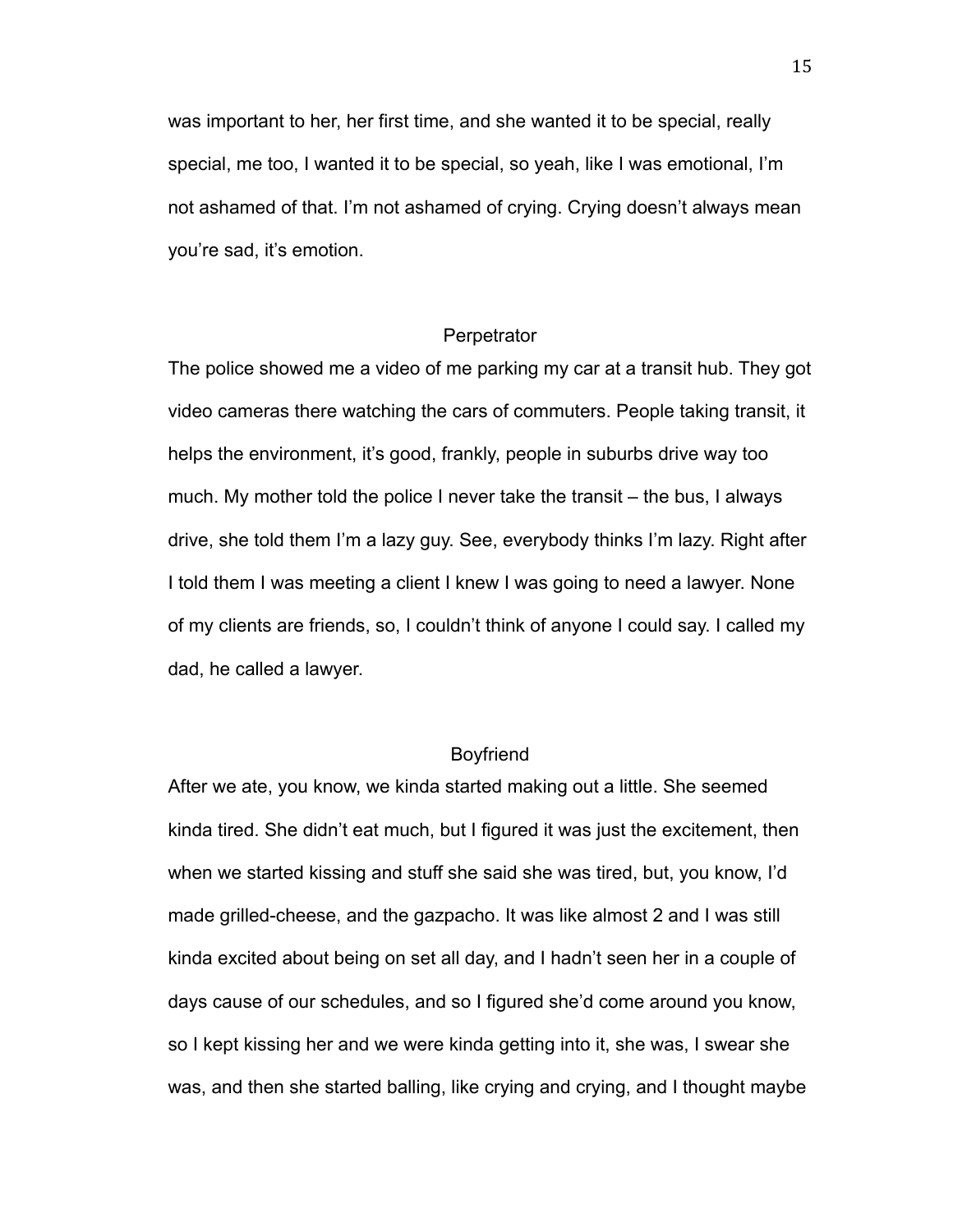was important to her, her first time, and she wanted it to be special, really special, me too, I wanted it to be special, so yeah, like I was emotional, I'm not ashamed of that. I'm not ashamed of crying. Crying doesn't always mean you're sad, it's emotion.

## Perpetrator

The police showed me a video of me parking my car at a transit hub. They got video cameras there watching the cars of commuters. People taking transit, it helps the environment, it's good, frankly, people in suburbs drive way too much. My mother told the police I never take the transit – the bus, I always drive, she told them I'm a lazy guy. See, everybody thinks I'm lazy. Right after I told them I was meeting a client I knew I was going to need a lawyer. None of my clients are friends, so, I couldn't think of anyone I could say. I called my dad, he called a lawyer.

## Boyfriend

After we ate, you know, we kinda started making out a little. She seemed kinda tired. She didn't eat much, but I figured it was just the excitement, then when we started kissing and stuff she said she was tired, but, you know, I'd made grilled-cheese, and the gazpacho. It was like almost 2 and I was still kinda excited about being on set all day, and I hadn't seen her in a couple of days cause of our schedules, and so I figured she'd come around you know, so I kept kissing her and we were kinda getting into it, she was, I swear she was, and then she started balling, like crying and crying, and I thought maybe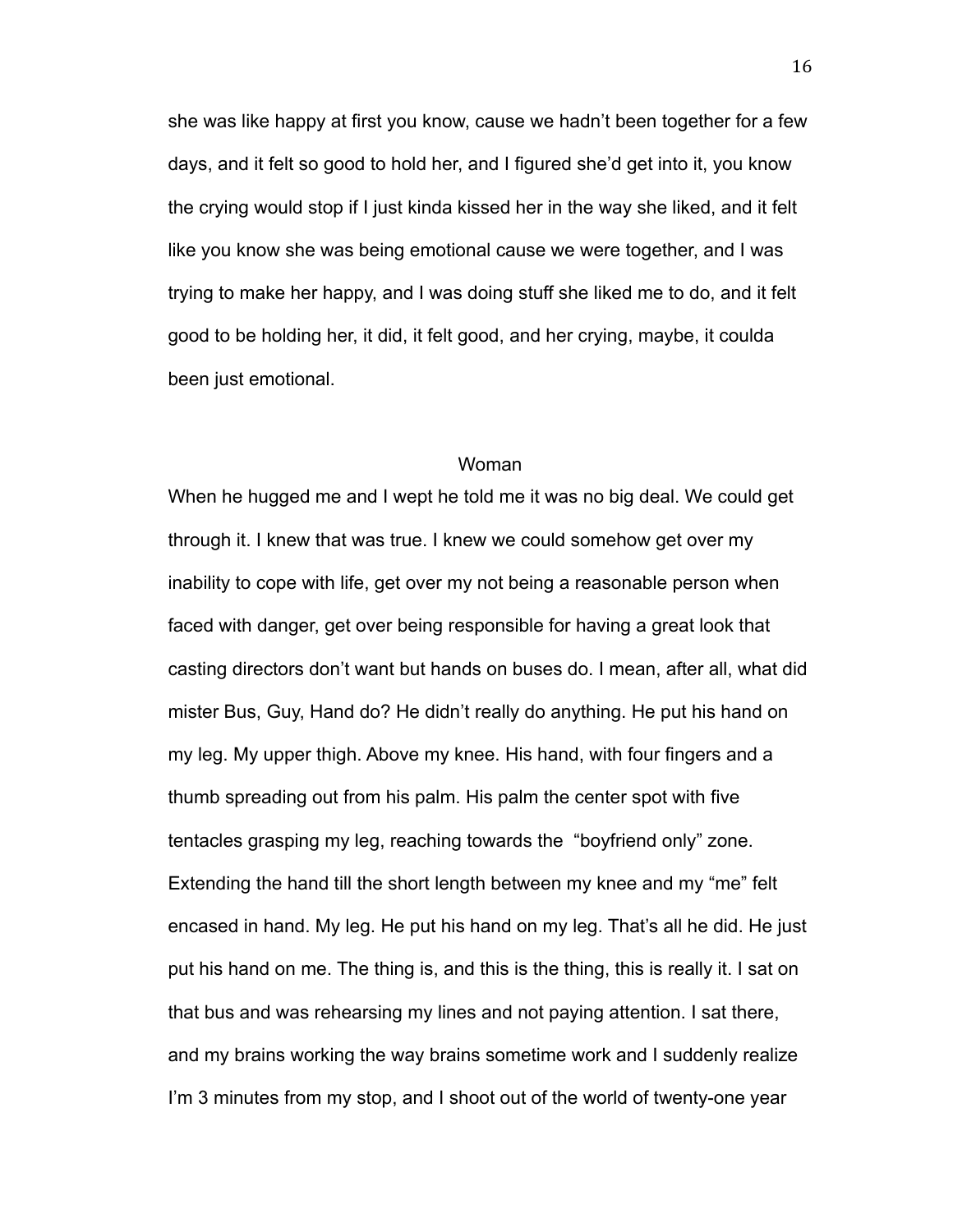she was like happy at first you know, cause we hadn't been together for a few days, and it felt so good to hold her, and I figured she'd get into it, you know the crying would stop if I just kinda kissed her in the way she liked, and it felt like you know she was being emotional cause we were together, and I was trying to make her happy, and I was doing stuff she liked me to do, and it felt good to be holding her, it did, it felt good, and her crying, maybe, it coulda been just emotional.

Woman

When he hugged me and I wept he told me it was no big deal. We could get through it. I knew that was true. I knew we could somehow get over my inability to cope with life, get over my not being a reasonable person when faced with danger, get over being responsible for having a great look that casting directors don't want but hands on buses do. I mean, after all, what did mister Bus, Guy, Hand do? He didn't really do anything. He put his hand on my leg. My upper thigh. Above my knee. His hand, with four fingers and a thumb spreading out from his palm. His palm the center spot with five tentacles grasping my leg, reaching towards the "boyfriend only" zone. Extending the hand till the short length between my knee and my "me" felt encased in hand. My leg. He put his hand on my leg. That's all he did. He just put his hand on me. The thing is, and this is the thing, this is really it. I sat on that bus and was rehearsing my lines and not paying attention. I sat there, and my brains working the way brains sometime work and I suddenly realize I'm 3 minutes from my stop, and I shoot out of the world of twenty-one year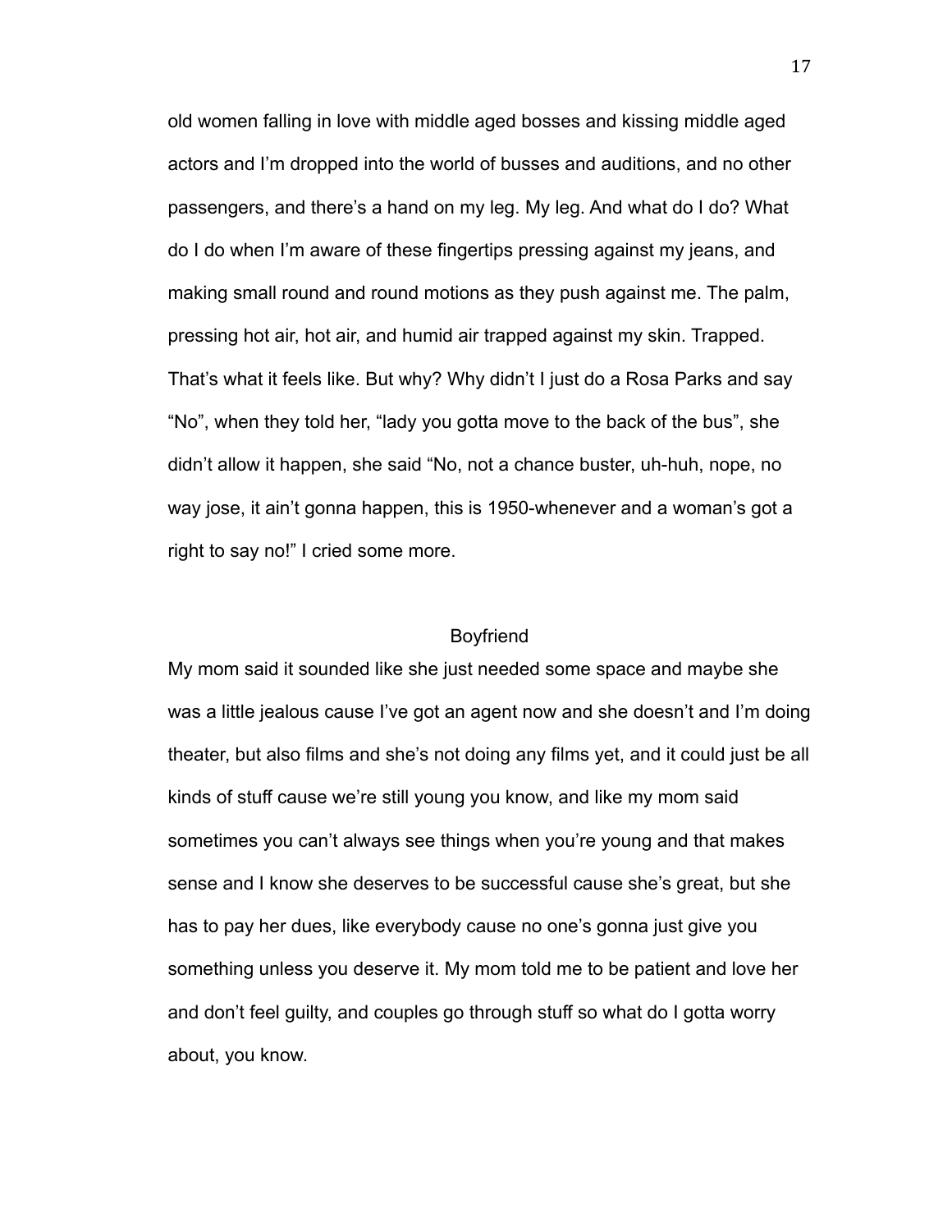old women falling in love with middle aged bosses and kissing middle aged actors and I'm dropped into the world of busses and auditions, and no other passengers, and there's a hand on my leg. My leg. And what do I do? What do I do when I'm aware of these fingertips pressing against my jeans, and making small round and round motions as they push against me. The palm, pressing hot air, hot air, and humid air trapped against my skin. Trapped. That's what it feels like. But why? Why didn't I just do a Rosa Parks and say "No", when they told her, "lady you gotta move to the back of the bus", she didn't allow it happen, she said "No, not a chance buster, uh-huh, nope, no way jose, it ain't gonna happen, this is 1950-whenever and a woman's got a right to say no!" I cried some more.

## Boyfriend

My mom said it sounded like she just needed some space and maybe she was a little jealous cause I've got an agent now and she doesn't and I'm doing theater, but also films and she's not doing any films yet, and it could just be all kinds of stuff cause we're still young you know, and like my mom said sometimes you can't always see things when you're young and that makes sense and I know she deserves to be successful cause she's great, but she has to pay her dues, like everybody cause no one's gonna just give you something unless you deserve it. My mom told me to be patient and love her and don't feel guilty, and couples go through stuff so what do I gotta worry about, you know.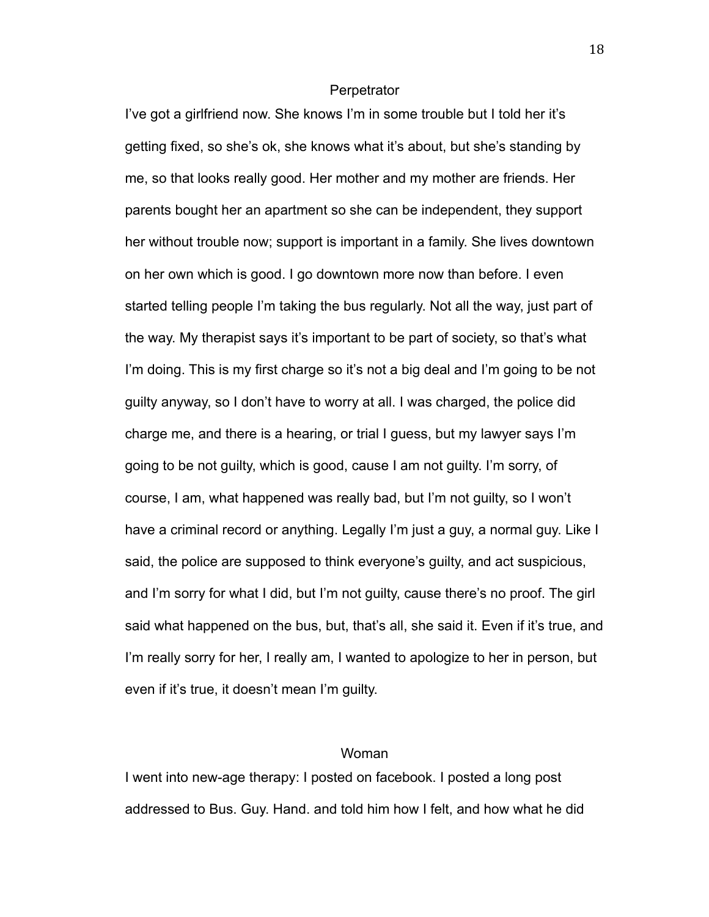Perpetrator

I've got a girlfriend now. She knows I'm in some trouble but I told her it's getting fixed, so she's ok, she knows what it's about, but she's standing by me, so that looks really good. Her mother and my mother are friends. Her parents bought her an apartment so she can be independent, they support her without trouble now; support is important in a family. She lives downtown on her own which is good. I go downtown more now than before. I even started telling people I'm taking the bus regularly. Not all the way, just part of the way. My therapist says it's important to be part of society, so that's what I'm doing. This is my first charge so it's not a big deal and I'm going to be not guilty anyway, so I don't have to worry at all. I was charged, the police did charge me, and there is a hearing, or trial I guess, but my lawyer says I'm going to be not guilty, which is good, cause I am not guilty. I'm sorry, of course, I am, what happened was really bad, but I'm not guilty, so I won't have a criminal record or anything. Legally I'm just a guy, a normal guy. Like I said, the police are supposed to think everyone's guilty, and act suspicious, and I'm sorry for what I did, but I'm not guilty, cause there's no proof. The girl said what happened on the bus, but, that's all, she said it. Even if it's true, and I'm really sorry for her, I really am, I wanted to apologize to her in person, but even if it's true, it doesn't mean I'm guilty.

Woman

I went into new-age therapy: I posted on facebook. I posted a long post addressed to Bus. Guy. Hand. and told him how I felt, and how what he did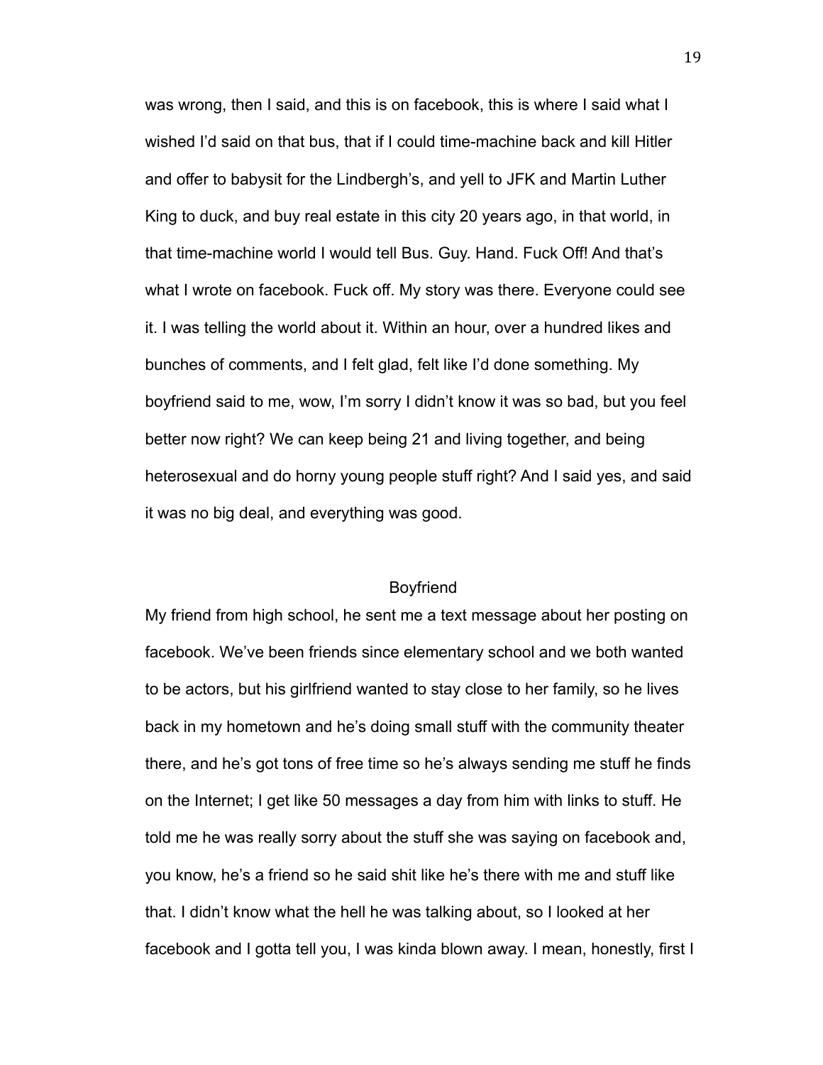was wrong, then I said, and this is on facebook, this is where I said what I wished I'd said on that bus, that if I could time-machine back and kill Hitler and offer to babysit for the Lindbergh's, and yell to JFK and Martin Luther King to duck, and buy real estate in this city 20 years ago, in that world, in that time-machine world I would tell Bus. Guy. Hand. Fuck Off! And that's what I wrote on facebook. Fuck off. My story was there. Everyone could see it. I was telling the world about it. Within an hour, over a hundred likes and bunches of comments, and I felt glad, felt like I'd done something. My boyfriend said to me, wow, I'm sorry I didn't know it was so bad, but you feel better now right? We can keep being 21 and living together, and being heterosexual and do horny young people stuff right? And I said yes, and said it was no big deal, and everything was good.

Boyfriend

My friend from high school, he sent me a text message about her posting on facebook. We've been friends since elementary school and we both wanted to be actors, but his girlfriend wanted to stay close to her family, so he lives back in my hometown and he's doing small stuff with the community theater there, and he's got tons of free time so he's always sending me stuff he finds on the Internet; I get like 50 messages a day from him with links to stuff. He told me he was really sorry about the stuff she was saying on facebook and, you know, he's a friend so he said shit like he's there with me and stuff like that. I didn't know what the hell he was talking about, so I looked at her facebook and I gotta tell you, I was kinda blown away. I mean, honestly, first I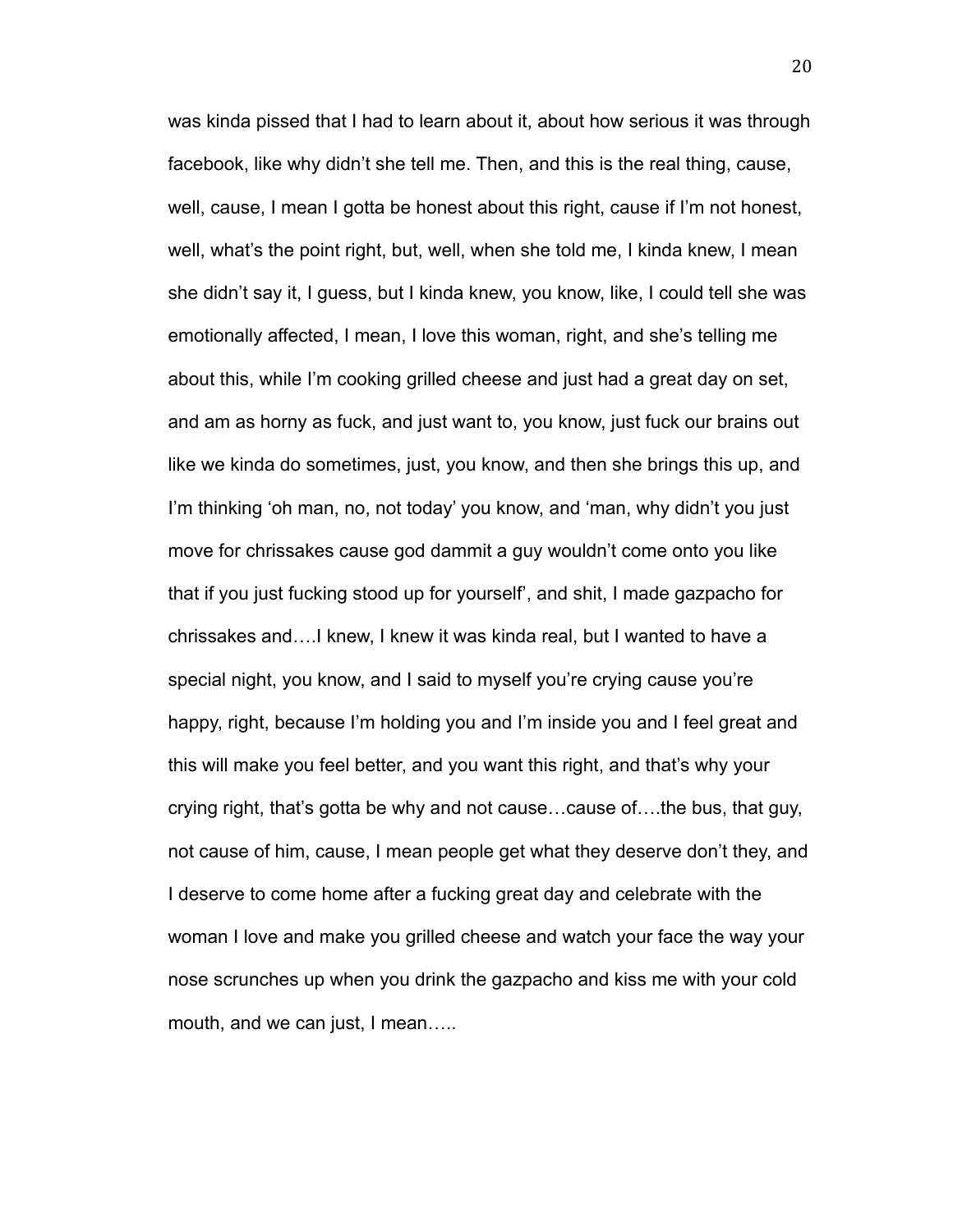was kinda pissed that I had to learn about it, about how serious it was through facebook, like why didn't she tell me. Then, and this is the real thing, cause, well, cause, I mean I gotta be honest about this right, cause if I'm not honest, well, what's the point right, but, well, when she told me, I kinda knew, I mean she didn't say it, I guess, but I kinda knew, you know, like, I could tell she was emotionally affected, I mean, I love this woman, right, and she's telling me about this, while I'm cooking grilled cheese and just had a great day on set, and am as horny as fuck, and just want to, you know, just fuck our brains out like we kinda do sometimes, just, you know, and then she brings this up, and I'm thinking 'oh man, no, not today' you know, and 'man, why didn't you just move for chrissakes cause god dammit a guy wouldn't come onto you like that if you just fucking stood up for yourself', and shit, I made gazpacho for chrissakes and….I knew, I knew it was kinda real, but I wanted to have a special night, you know, and I said to myself you're crying cause you're happy, right, because I'm holding you and I'm inside you and I feel great and this will make you feel better, and you want this right, and that's why your crying right, that's gotta be why and not cause…cause of….the bus, that guy, not cause of him, cause, I mean people get what they deserve don't they, and I deserve to come home after a fucking great day and celebrate with the woman I love and make you grilled cheese and watch your face the way your nose scrunches up when you drink the gazpacho and kiss me with your cold mouth, and we can just, I mean…..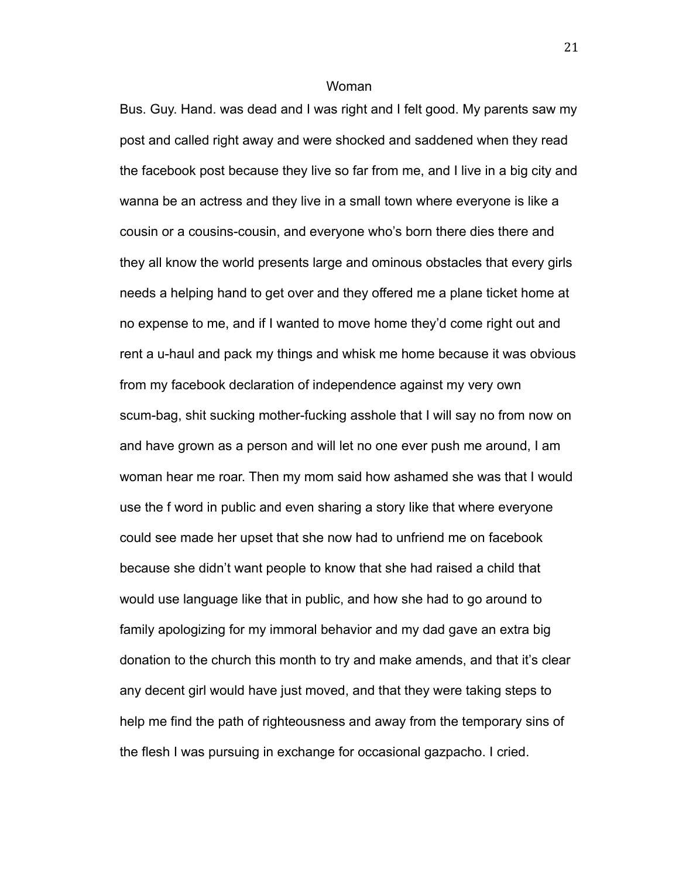# Woman

Bus. Guy. Hand. was dead and I was right and I felt good. My parents saw my post and called right away and were shocked and saddened when they read the facebook post because they live so far from me, and I live in a big city and wanna be an actress and they live in a small town where everyone is like a cousin or a cousins-cousin, and everyone who's born there dies there and they all know the world presents large and ominous obstacles that every girls needs a helping hand to get over and they offered me a plane ticket home at no expense to me, and if I wanted to move home they'd come right out and rent a u-haul and pack my things and whisk me home because it was obvious from my facebook declaration of independence against my very own scum-bag, shit sucking mother-fucking asshole that I will say no from now on and have grown as a person and will let no one ever push me around, I am woman hear me roar. Then my mom said how ashamed she was that I would use the f word in public and even sharing a story like that where everyone could see made her upset that she now had to unfriend me on facebook because she didn't want people to know that she had raised a child that would use language like that in public, and how she had to go around to family apologizing for my immoral behavior and my dad gave an extra big donation to the church this month to try and make amends, and that it's clear any decent girl would have just moved, and that they were taking steps to help me find the path of righteousness and away from the temporary sins of the flesh I was pursuing in exchange for occasional gazpacho. I cried.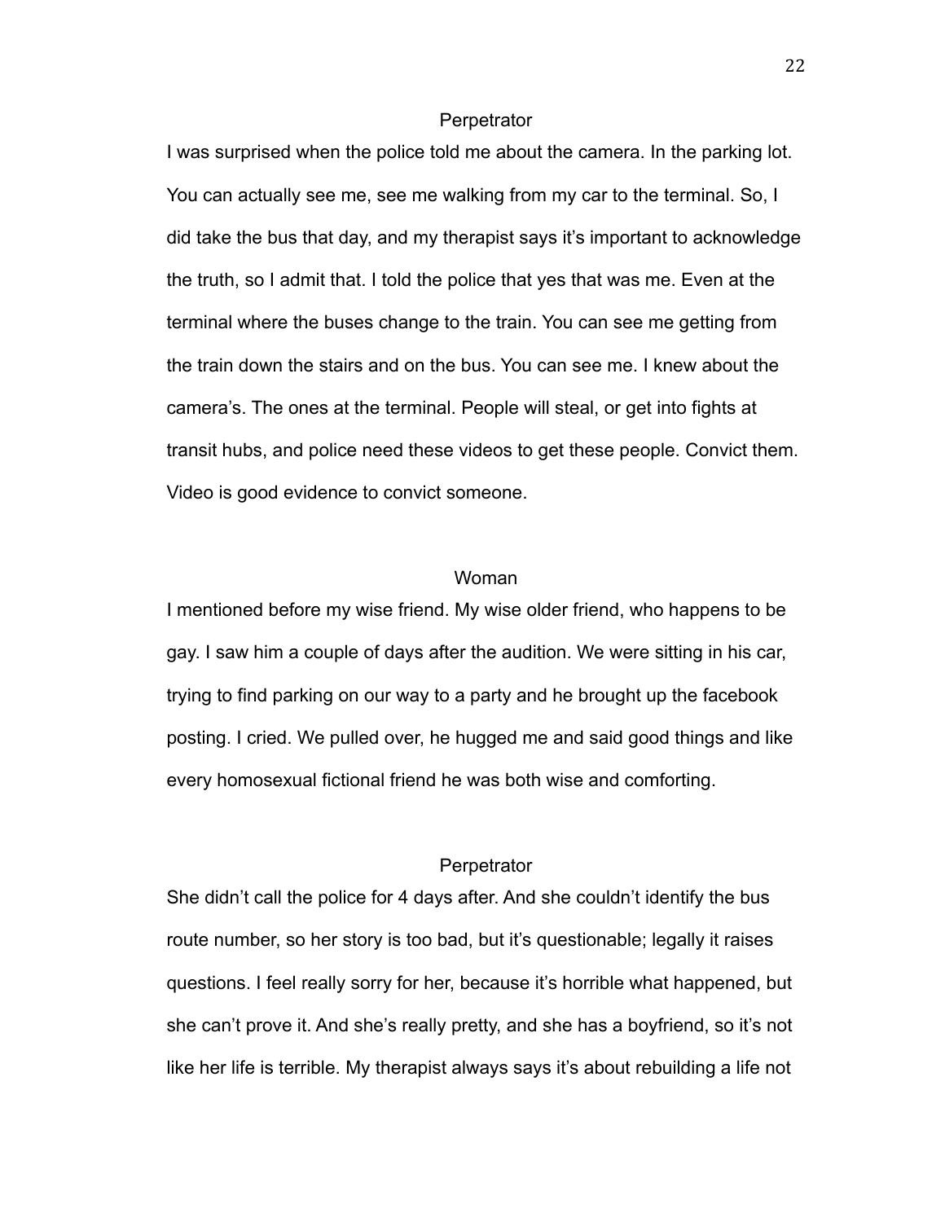Perpetrator

I was surprised when the police told me about the camera. In the parking lot. You can actually see me, see me walking from my car to the terminal. So, I did take the bus that day, and my therapist says it's important to acknowledge the truth, so I admit that. I told the police that yes that was me. Even at the terminal where the buses change to the train. You can see me getting from the train down the stairs and on the bus. You can see me. I knew about the camera's. The ones at the terminal. People will steal, or get into fights at transit hubs, and police need these videos to get these people. Convict them. Video is good evidence to convict someone.

Woman

I mentioned before my wise friend. My wise older friend, who happens to be gay. I saw him a couple of days after the audition. We were sitting in his car, trying to find parking on our way to a party and he brought up the facebook posting. I cried. We pulled over, he hugged me and said good things and like every homosexual fictional friend he was both wise and comforting.

Perpetrator

She didn't call the police for 4 days after. And she couldn't identify the bus route number, so her story is too bad, but it's questionable; legally it raises questions. I feel really sorry for her, because it's horrible what happened, but she can't prove it. And she's really pretty, and she has a boyfriend, so it's not like her life is terrible. My therapist always says it's about rebuilding a life not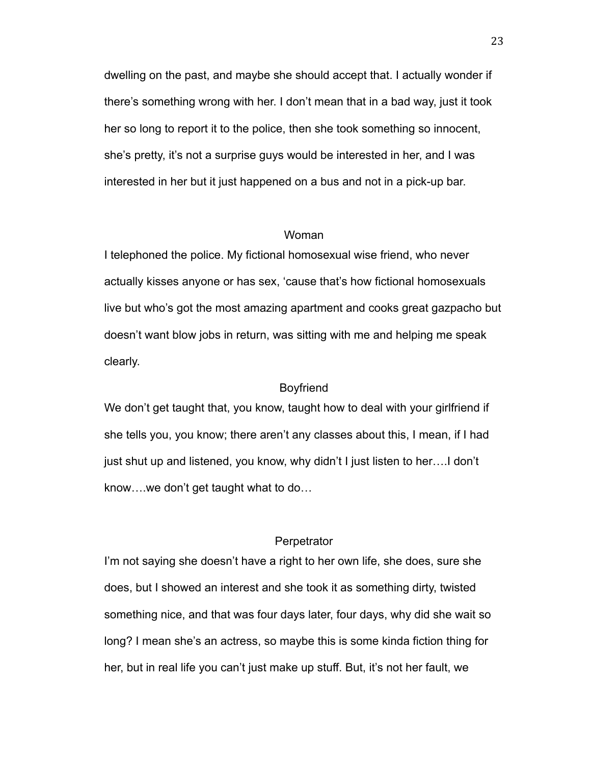dwelling on the past, and maybe she should accept that. I actually wonder if there's something wrong with her. I don't mean that in a bad way, just it took her so long to report it to the police, then she took something so innocent, she's pretty, it's not a surprise guys would be interested in her, and I was interested in her but it just happened on a bus and not in a pick-up bar.

Woman

I telephoned the police. My fictional homosexual wise friend, who never actually kisses anyone or has sex, 'cause that's how fictional homosexuals live but who's got the most amazing apartment and cooks great gazpacho but doesn't want blow jobs in return, was sitting with me and helping me speak clearly.

Boyfriend

We don't get taught that, you know, taught how to deal with your girlfriend if she tells you, you know; there aren't any classes about this, I mean, if I had just shut up and listened, you know, why didn't I just listen to her….I don't know….we don't get taught what to do…

Perpetrator

I'm not saying she doesn't have a right to her own life, she does, sure she does, but I showed an interest and she took it as something dirty, twisted something nice, and that was four days later, four days, why did she wait so long? I mean she's an actress, so maybe this is some kinda fiction thing for her, but in real life you can't just make up stuff. But, it's not her fault, we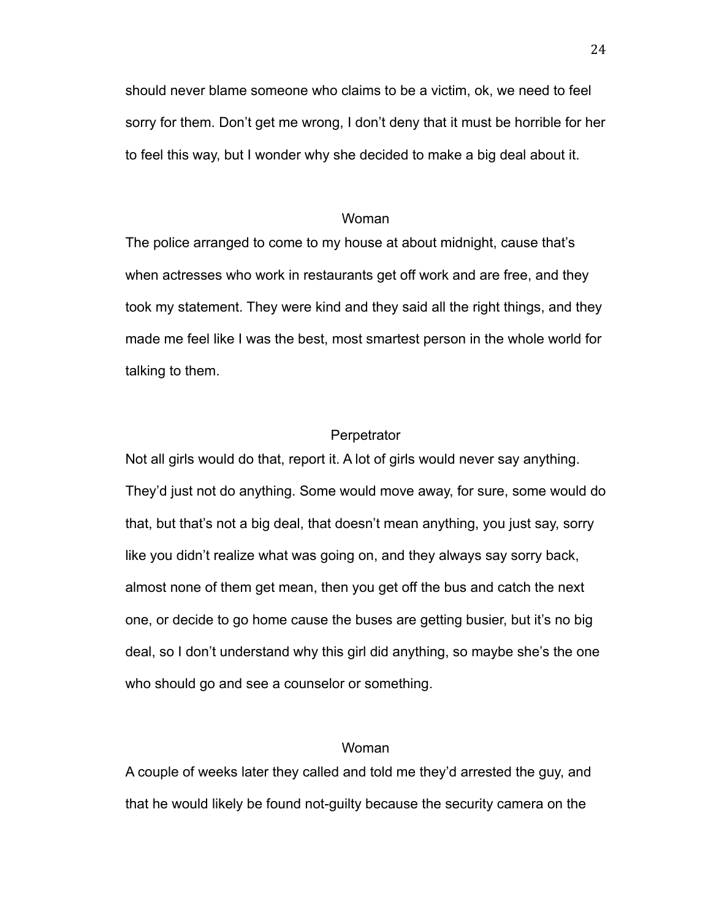should never blame someone who claims to be a victim, ok, we need to feel sorry for them. Don't get me wrong, I don't deny that it must be horrible for her to feel this way, but I wonder why she decided to make a big deal about it.

Woman

The police arranged to come to my house at about midnight, cause that's when actresses who work in restaurants get off work and are free, and they took my statement. They were kind and they said all the right things, and they made me feel like I was the best, most smartest person in the whole world for talking to them.

Perpetrator

Not all girls would do that, report it. A lot of girls would never say anything. They'd just not do anything. Some would move away, for sure, some would do that, but that's not a big deal, that doesn't mean anything, you just say, sorry like you didn't realize what was going on, and they always say sorry back, almost none of them get mean, then you get off the bus and catch the next one, or decide to go home cause the buses are getting busier, but it's no big deal, so I don't understand why this girl did anything, so maybe she's the one who should go and see a counselor or something.

Woman

A couple of weeks later they called and told me they'd arrested the guy, and that he would likely be found not-guilty because the security camera on the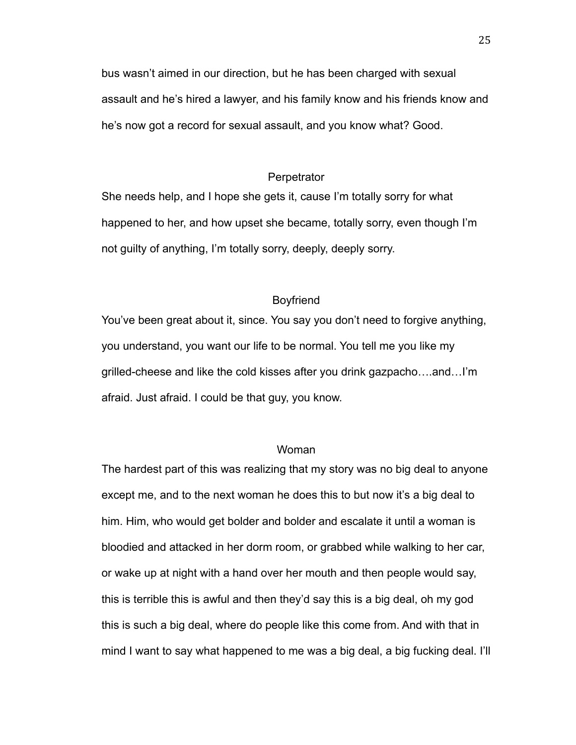bus wasn't aimed in our direction, but he has been charged with sexual assault and he's hired a lawyer, and his family know and his friends know and he's now got a record for sexual assault, and you know what? Good.

Perpetrator

She needs help, and I hope she gets it, cause I'm totally sorry for what happened to her, and how upset she became, totally sorry, even though I'm not guilty of anything, I'm totally sorry, deeply, deeply sorry.

Boyfriend

You've been great about it, since. You say you don't need to forgive anything, you understand, you want our life to be normal. You tell me you like my grilled-cheese and like the cold kisses after you drink gazpacho….and…I'm afraid. Just afraid. I could be that guy, you know.

Woman

The hardest part of this was realizing that my story was no big deal to anyone except me, and to the next woman he does this to but now it's a big deal to him. Him, who would get bolder and bolder and escalate it until a woman is bloodied and attacked in her dorm room, or grabbed while walking to her car, or wake up at night with a hand over her mouth and then people would say, this is terrible this is awful and then they'd say this is a big deal, oh my god this is such a big deal, where do people like this come from. And with that in mind I want to say what happened to me was a big deal, a big fucking deal. I'll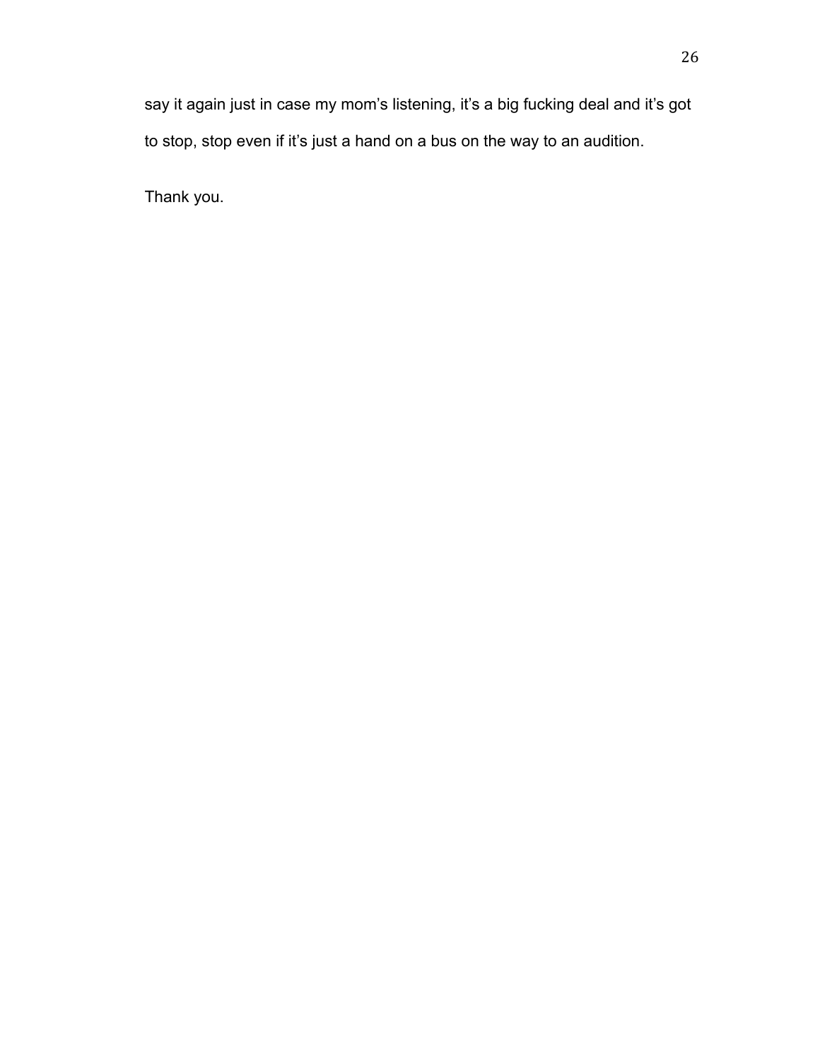say it again just in case my mom's listening, it's a big fucking deal and it's got to stop, stop even if it's just a hand on a bus on the way to an audition.

Thank you.